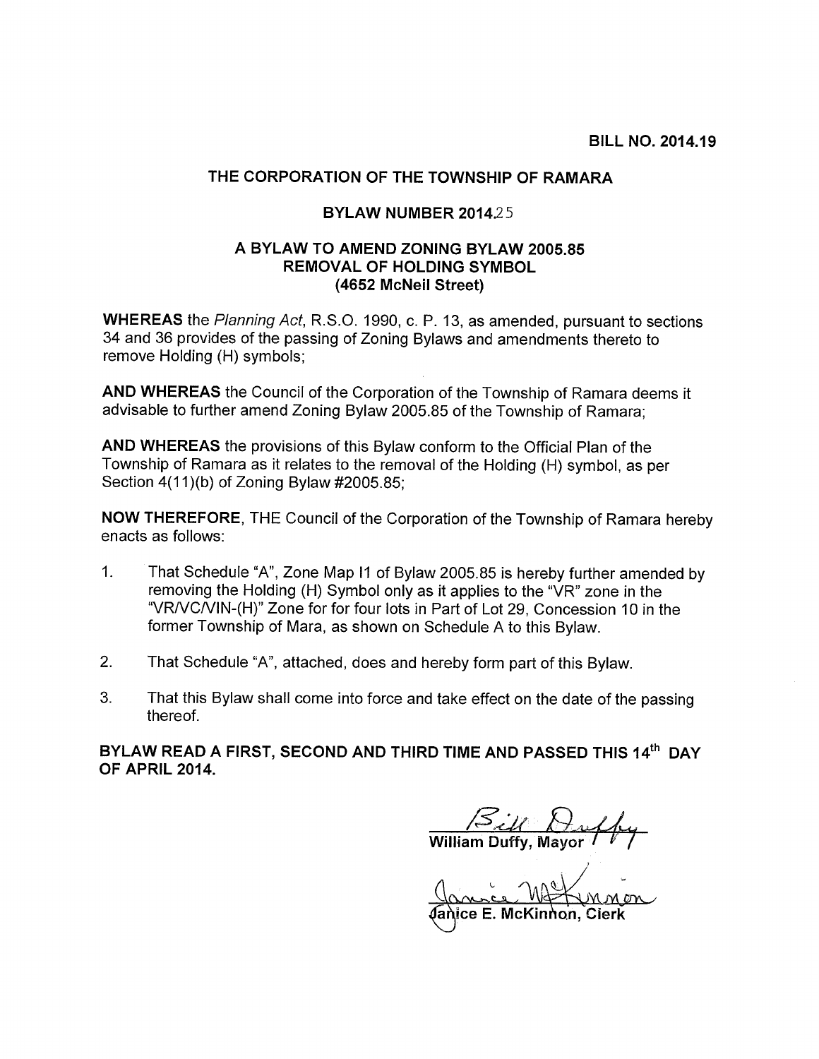**BILL NO. 2014.19**

## THE CORPORATION OF THE TOWNSHIP OF RAMARA

### BYLAW NUMBER 2014.25

### A BYLAW TO AMEND ZONING BYLAW 2005.85 REMOVAL OF HOLDING SYMBOL (4652 McNeil Street)

**WHEREAS** the *Planning Act*, R.S.O. 1990, c. P. 13, as amended, pursuant to sections 34 and 36 provides of the passing of Zoning Bylaws and amendments thereto to remove Holding (H) symbols;

**AND WHEREAS** the Council of the Corporation of the Township of Ramara deems it advisable to further amend Zoning Bylaw 2005.85 of the Township of Ramara;

**AND WHEREAS** the provisions of this Bylaw conform to the Official Plan of the Township of Ramara as it relates to the removal of the Holding (H) symbol, as per Section 4(11)(b) of Zoning Bylaw #2005.85;

**NOW THEREFORE**, THE Council of the Corporation of the Township of Ramara hereby enacts as follows:

1. That Schedule "A", Zone Map I1 of Bylaw 2005.85 is hereby further amended by removing the Holding (H) Symbol only as it applies to the "VR" zone in the "VR/VC/VIN-(H)" Zone for for four lots in Part of Lot 29, Concession 10 in the former Township of Mara, as shown on Schedule A to this Bylaw.
2. That Schedule "A", attached, does and hereby form part of this Bylaw.
3. That this Bylaw shall come into force and take effect on the date of the passing thereof.

**BYLAW READ A FIRST, SECOND AND THIRD TIME AND PASSED THIS 14th DAY OF APRIL 2014.**

William Duffy, Mayor

Janice E. McKinnon, Clerk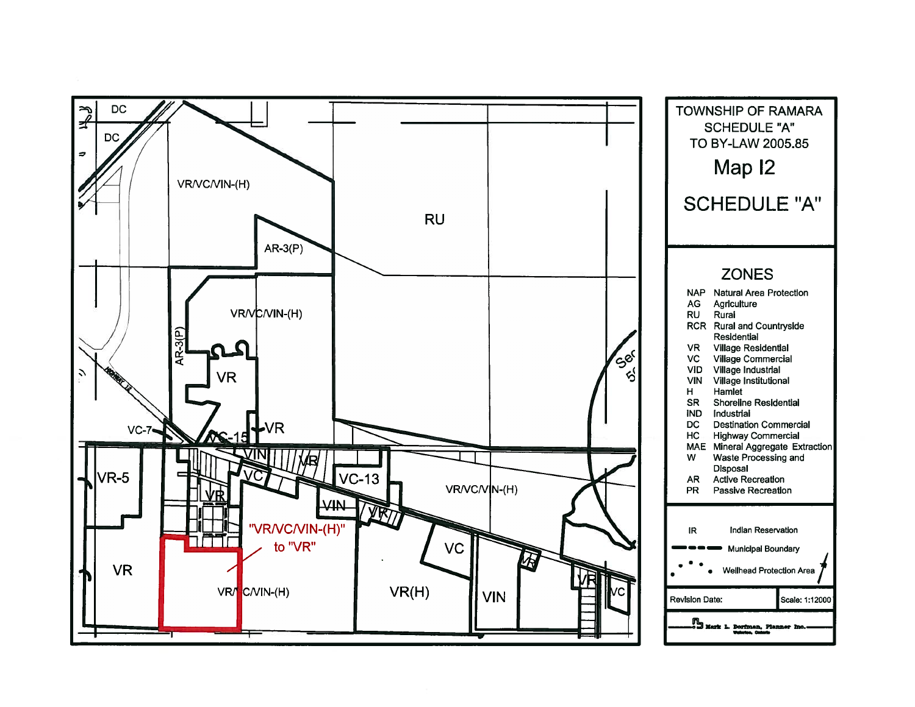TOWNSHIP OF RAMARA
SCHEDULE "A"
TO BY-LAW 2005.85

# Map I2

# SCHEDULE "A"

## ZONES

| | |
|---|---|
| NAP | Natural Area Protection |
| AG | Agriculture |
| RU | Rural |
| RCR | Rural and Countryside Residential |
| VR | Village Residential |
| VC | Village Commercial |
| VID | Village Industrial |
| VIN | Village Institutional |
| H | Hamlet |
| SR | Shoreline Residential |
| IND | Industrial |
| DC | Destination Commercial |
| HC | Highway Commercial |
| MAE | Mineral Aggregate Extraction |
| W | Waste Processing and Disposal |
| AR | Active Recreation |
| PR | Passive Recreation |

IR — Indian Reservation

Municipal Boundary

Wellhead Protection Area

Revision Date:

Scale: 1:12000

Mark L. Dorfman, Planner Inc.

"VR/VC/VIN-(H)" to "VR"

DC, DC, VR/VC/VIN-(H), RU, AR-3(P), VR/VC/VIN-(H), AR-3(P), VR, VR, VC-7, VC-15, VIN, VR, VR-5, VC, VC-13, VR, VIN, VR, VR/VC/VIN-(H), VR, VR/VC/VIN-(H), VC, VR(H), VIN, VR, VR, VC, HIGHWAY 12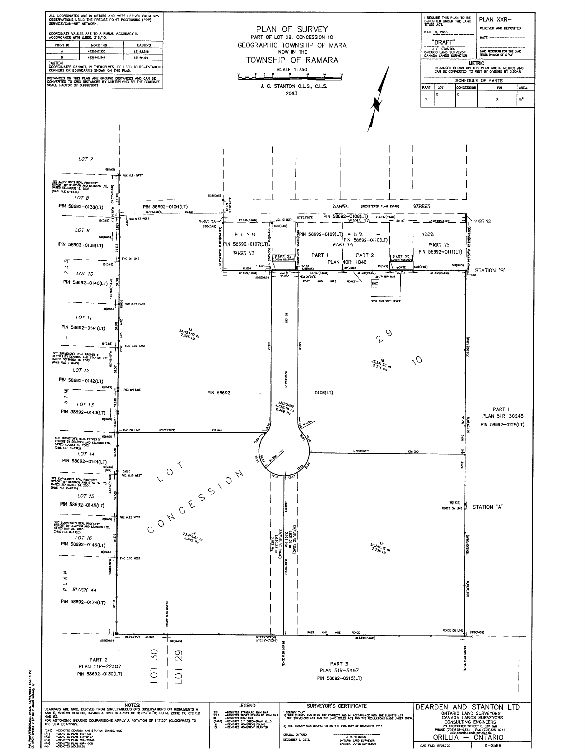ALL COORDINATES ARE IN METRES AND WERE DERIVED FROM GPS OBSERVATIONS USING THE PRECISE POINT POSITIONING (PPP) SERVICE/CAN-NET NETWORK.

COORDINATE VALUES ARE TO A RURAL ACCURACY IN ACCORDANCE WITH O.REG. 216/10.

| POINT ID | NORTHING | EASTING |
|---|---|---|
| A | 4938247.530 | 631182.518 |
| B | 4939442.544 | 631118.109 |

CAUTION
COORDINATES CANNOT, IN THEMSELVES, BE USED TO RE-ESTABLISH CORNERS OR BOUNDARIES SHOWN ON THE PLAN.

DISTANCES ON THIS PLAN ARE GROUND DISTANCES AND CAN BE CONVERTED TO GRID DISTANCES BY MULTIPLYING BY THE COMBINED SCALE FACTOR OF 0.99978011

# PLAN OF SURVEY
## PART OF LOT 29, CONCESSION 10
## GEOGRAPHIC TOWNSHIP OF MARA
## NOW IN THE
## TOWNSHIP OF RAMARA

SCALE 1:750

J. C. STANTON O.L.S., C.L.S.
2013

I REQUIRE THIS PLAN TO BE DEPOSITED UNDER THE LAND TITLES ACT.

DATE X, 2013.

"DRAFT"
J. C. STANTON
ONTARIO LAND SURVEYOR
CANADA LANDS SURVEYOR

PLAN XXR–

RECEIVED AND DEPOSITED

DATE ____________

LAND REGISTRAR FOR THE LAND TITLES DIVISION OF X 'XX'

METRIC
DISTANCES SHOWN ON THIS PLAN ARE IN METRES AND CAN BE CONVERTED TO FEET BY DIVIDING BY 0.3048.

SCHEDULE OF PARTS

| PART | LOT | CONCESSION | PIN | AREA |
|---|---|---|---|---|
| 1 | X | X | X | m² |

LOT 7 — LOT 8 — PIN 58692-0138(LT) — LOT 9 — PIN 58692-0139(LT) — LOT 10 — PIN 58692-0140(LT) — LOT 11 — PIN 58692-0141(LT) — LOT 12 — PIN 58692-0142(LT) — LOT 13 — PIN 58692-0143(LT) — LOT 14 — PIN 58692-0144(LT) — LOT 15 — PIN 58692-0145(LT) — LOT 16 — PIN 58692-0146(LT) — BLOCK 44 — PIN 58692-0174(LT) — PLAN 735 51M

SEE SURVEYOR'S REAL PROPERTY REPORT BY DEARDEN AND STANTON LTD. DATED DECEMBER 18, 2003. (D&S FILE C-6444)

SEE SURVEYOR'S REAL PROPERTY REPORT BY DEARDEN AND STANTON LTD. DATED DECEMBER 18, 2003. (D&S FILE C-6445)

SEE SURVEYOR'S REAL PROPERTY REPORT BY DEARDEN AND STANTON LTD. DATED AUGUST 14, 2003. (D&S FILE C-6312)

SEE SURVEYOR'S REAL PROPERTY REPORT BY DEARDEN AND STANTON LTD. DATED SEPTEMBER 14, 2004. (D&S FILE C-6826)

SEE SURVEYOR'S REAL PROPERTY REPORT BY DEARDEN AND STANTON LTD. DATED MAY 26, 2003. (D&S FILE C-6225)

PIN 58692-0104(LT) — DANIEL (REGISTERED PLAN 15146) STREET — PIN 58692-0108(LT) — PART 20 — PART 24 — PART 22

PLAN 40R-1008 — PIN 58692-0107(LT) — PART 13 — PIN 58692-0109(LT) — PIN 58692-0110(LT) — PART 14 — PART 21 0.300m RESERVE — PART 1 — PART 2 — PLAN 40R-1846 — PART 23 0.300m RESERVE — PART 15 — PIN 58692-0111(LT)

STATION 'B' — STATION 'A'

13 — 23,453.62 m — 2.345 Ha

18 — 23,341.33 m — 2.334 Ha

PIN 58692 – 0106(LT)

23(ROAD) — 4,688.18 m — 0.469 Ha

LOT 29 CONCESSION 10

14 — 23,451.81 m — 2.345 Ha

17 — 23,341.33 m — 2.334 Ha

22(FUTURE ROAD) — 20(FUTURE ROAD)

PART 1 — PLAN 51R-30248 — PIN 58692-0128(LT)

PART 2 — PLAN 51R-22307 — PIN 58692-0130(LT)

LOT 30 — LOT 29

PART 3 — PLAN 51R-5497 — PIN 58692-0215(LT)

NOTES:
BEARINGS ARE GRID, DERIVED FROM SIMULTANEOUS GPS OBSERVATIONS ON MONUMENTS A AND B, SHOWN HEREON, HAVING A GRID BEARING OF N17°59'20"W, U.T.M. ZONE 17, C.S.R.S NAD 83.
FOR ASTRONOMIC BEARING COMPARISONS APPLY A ROTATION OF 1°11'20" (CLOCKWISE) TO THE UTM BEARINGS.

(D&S) –DENOTES DEARDEN AND STANTON LIMITED, OLS
(P1) –DENOTES PLAN 51M-735
(P2) –DENOTES PLAN 51R-5497
(P3) –DENOTES PLAN 51R-30248
(P4) –DENOTES PLAN 40R-1008
(M) –DENOTES MEASURED

LEGEND
SIB –DENOTES STANDARD IRON BAR
SSIB –DENOTES SHORT STANDARD IRON BAR
IB –DENOTES IRON BAR
(1428) –DENOTES C.T. STRONGMAN, O.L.S.
■ –DENOTES MONUMENT FOUND
□ –DENOTES MONUMENT PLANTED

SURVEYOR'S CERTIFICATE
I CERTIFY THAT:
1) THIS SURVEY AND PLAN ARE CORRECT AND IN ACCORDANCE WITH THE SURVEYS ACT, THE SURVEYORS ACT AND THE LAND TITLES ACT AND THE REGULATIONS MADE UNDER THEM.
2) THE SURVEY WAS COMPLETED ON THE 25th DAY OF NOVEMBER, 2013.

ORILLIA, ONTARIO
DECEMBER 5, 2013.

J. C. STANTON
ONTARIO LAND SURVEYOR
CANADA LANDS SURVEYOR

DEARDEN AND STANTON LTD
ONTARIO LAND SURVEYORS
CANADA LANDS SURVEYORS
CONSULTING ENGINEERS
89 COLDWATER STREET E. L3V 1W8
PHONE (705)325-9521 FAX (705)325-0241
www.deardenandstanton.com
ORILLIA – ONTARIO

CAD FILE: RF25990 — D-2568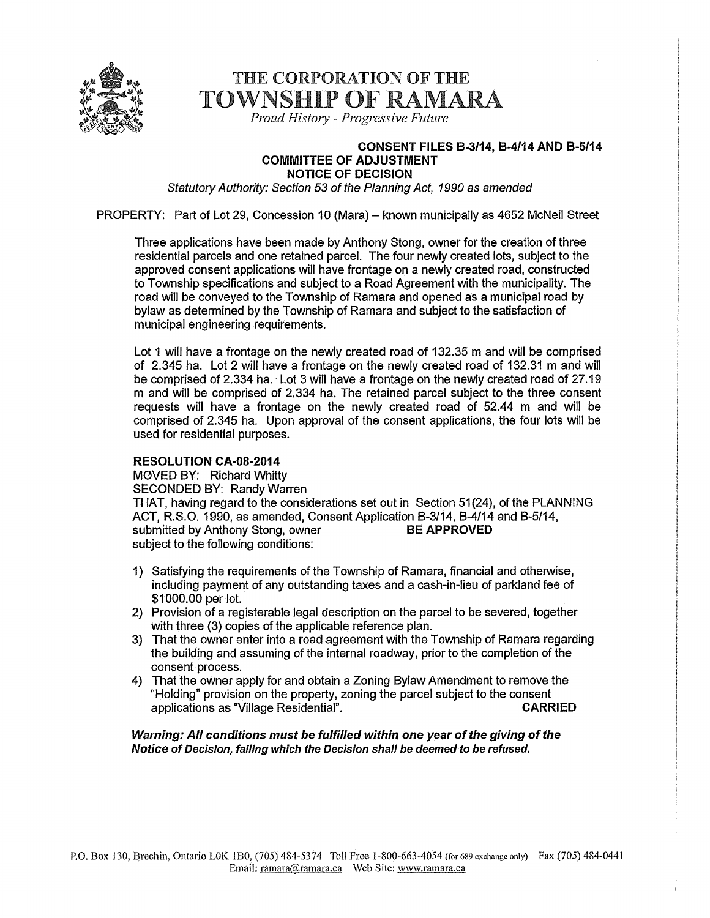# THE CORPORATION OF THE TOWNSHIP OF RAMARA

*Proud History - Progressive Future*

**CONSENT FILES B-3/14, B-4/14 AND B-5/14**
**COMMITTEE OF ADJUSTMENT**
**NOTICE OF DECISION**

*Statutory Authority: Section 53 of the Planning Act, 1990 as amended*

PROPERTY: Part of Lot 29, Concession 10 (Mara) – known municipally as 4652 McNeil Street

Three applications have been made by Anthony Stong, owner for the creation of three residential parcels and one retained parcel. The four newly created lots, subject to the approved consent applications will have frontage on a newly created road, constructed to Township specifications and subject to a Road Agreement with the municipality. The road will be conveyed to the Township of Ramara and opened as a municipal road by bylaw as determined by the Township of Ramara and subject to the satisfaction of municipal engineering requirements.

Lot 1 will have a frontage on the newly created road of 132.35 m and will be comprised of 2.345 ha. Lot 2 will have a frontage on the newly created road of 132.31 m and will be comprised of 2.334 ha. Lot 3 will have a frontage on the newly created road of 27.19 m and will be comprised of 2.334 ha. The retained parcel subject to the three consent requests will have a frontage on the newly created road of 52.44 m and will be comprised of 2.345 ha. Upon approval of the consent applications, the four lots will be used for residential purposes.

**RESOLUTION CA-08-2014**

MOVED BY: Richard Whitty
SECONDED BY: Randy Warren
THAT, having regard to the considerations set out in Section 51(24), of the PLANNING ACT, R.S.O. 1990, as amended, Consent Application B-3/14, B-4/14 and B-5/14, submitted by Anthony Stong, owner **BE APPROVED**
subject to the following conditions:

1) Satisfying the requirements of the Township of Ramara, financial and otherwise, including payment of any outstanding taxes and a cash-in-lieu of parkland fee of $1000.00 per lot.
2) Provision of a registerable legal description on the parcel to be severed, together with three (3) copies of the applicable reference plan.
3) That the owner enter into a road agreement with the Township of Ramara regarding the building and assuming of the internal roadway, prior to the completion of the consent process.
4) That the owner apply for and obtain a Zoning Bylaw Amendment to remove the "Holding" provision on the property, zoning the parcel subject to the consent applications as "Village Residential". **CARRIED**

***Warning: All conditions must be fulfilled within one year of the giving of the Notice of Decision, failing which the Decision shall be deemed to be refused.***

P.O. Box 130, Brechin, Ontario L0K 1B0, (705) 484-5374 Toll Free 1-800-663-4054 (for 689 exchange only) Fax (705) 484-0441
Email: ramara@ramara.ca Web Site: www.ramara.ca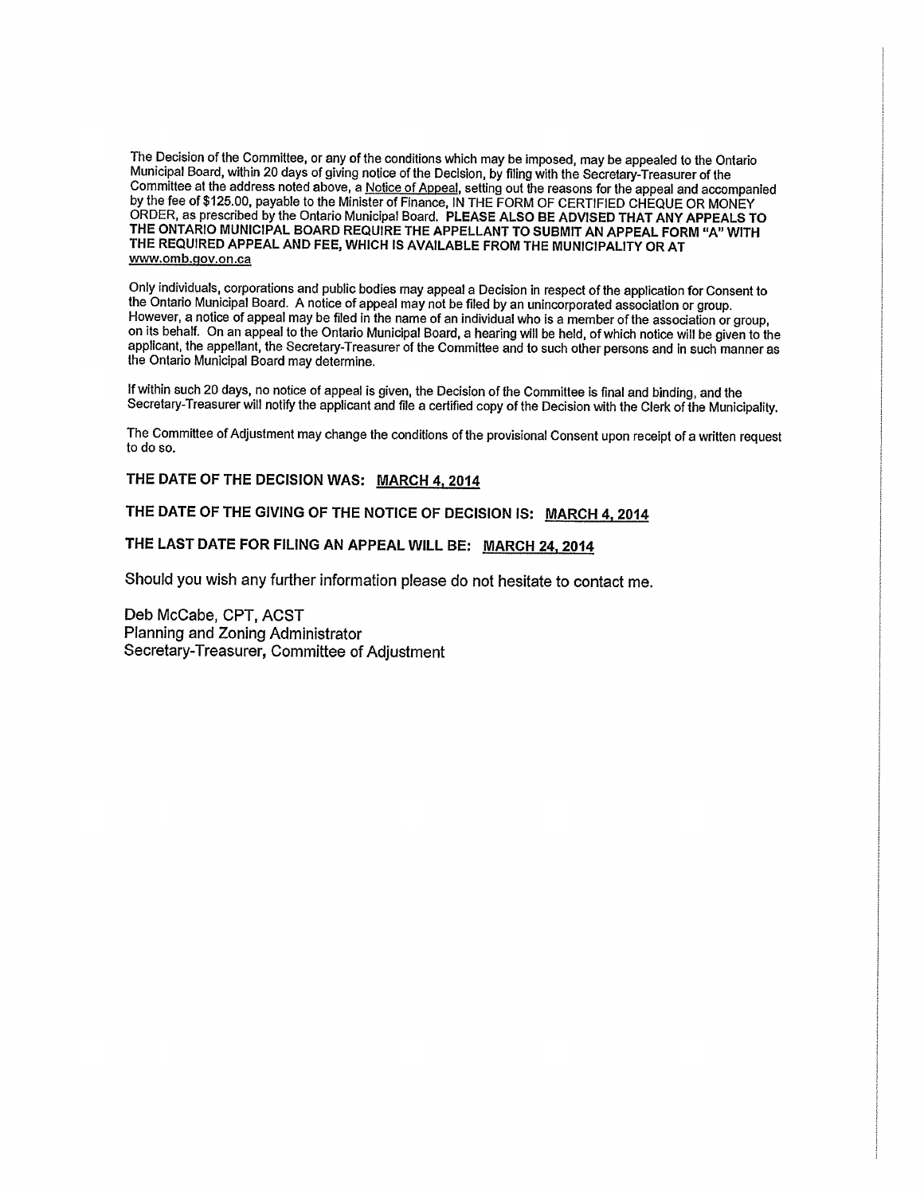The Decision of the Committee, or any of the conditions which may be imposed, may be appealed to the Ontario Municipal Board, within 20 days of giving notice of the Decision, by filing with the Secretary-Treasurer of the Committee at the address noted above, a Notice of Appeal, setting out the reasons for the appeal and accompanied by the fee of $125.00, payable to the Minister of Finance, IN THE FORM OF CERTIFIED CHEQUE OR MONEY ORDER, as prescribed by the Ontario Municipal Board. **PLEASE ALSO BE ADVISED THAT ANY APPEALS TO THE ONTARIO MUNICIPAL BOARD REQUIRE THE APPELLANT TO SUBMIT AN APPEAL FORM "A" WITH THE REQUIRED APPEAL AND FEE, WHICH IS AVAILABLE FROM THE MUNICIPALITY OR AT www.omb.gov.on.ca**

Only individuals, corporations and public bodies may appeal a Decision in respect of the application for Consent to the Ontario Municipal Board. A notice of appeal may not be filed by an unincorporated association or group. However, a notice of appeal may be filed in the name of an individual who is a member of the association or group, on its behalf. On an appeal to the Ontario Municipal Board, a hearing will be held, of which notice will be given to the applicant, the appellant, the Secretary-Treasurer of the Committee and to such other persons and in such manner as the Ontario Municipal Board may determine.

If within such 20 days, no notice of appeal is given, the Decision of the Committee is final and binding, and the Secretary-Treasurer will notify the applicant and file a certified copy of the Decision with the Clerk of the Municipality.

The Committee of Adjustment may change the conditions of the provisional Consent upon receipt of a written request to do so.

**THE DATE OF THE DECISION WAS: MARCH 4, 2014**

**THE DATE OF THE GIVING OF THE NOTICE OF DECISION IS: MARCH 4, 2014**

**THE LAST DATE FOR FILING AN APPEAL WILL BE: MARCH 24, 2014**

Should you wish any further information please do not hesitate to contact me.

Deb McCabe, CPT, ACST
Planning and Zoning Administrator
Secretary-Treasurer, Committee of Adjustment